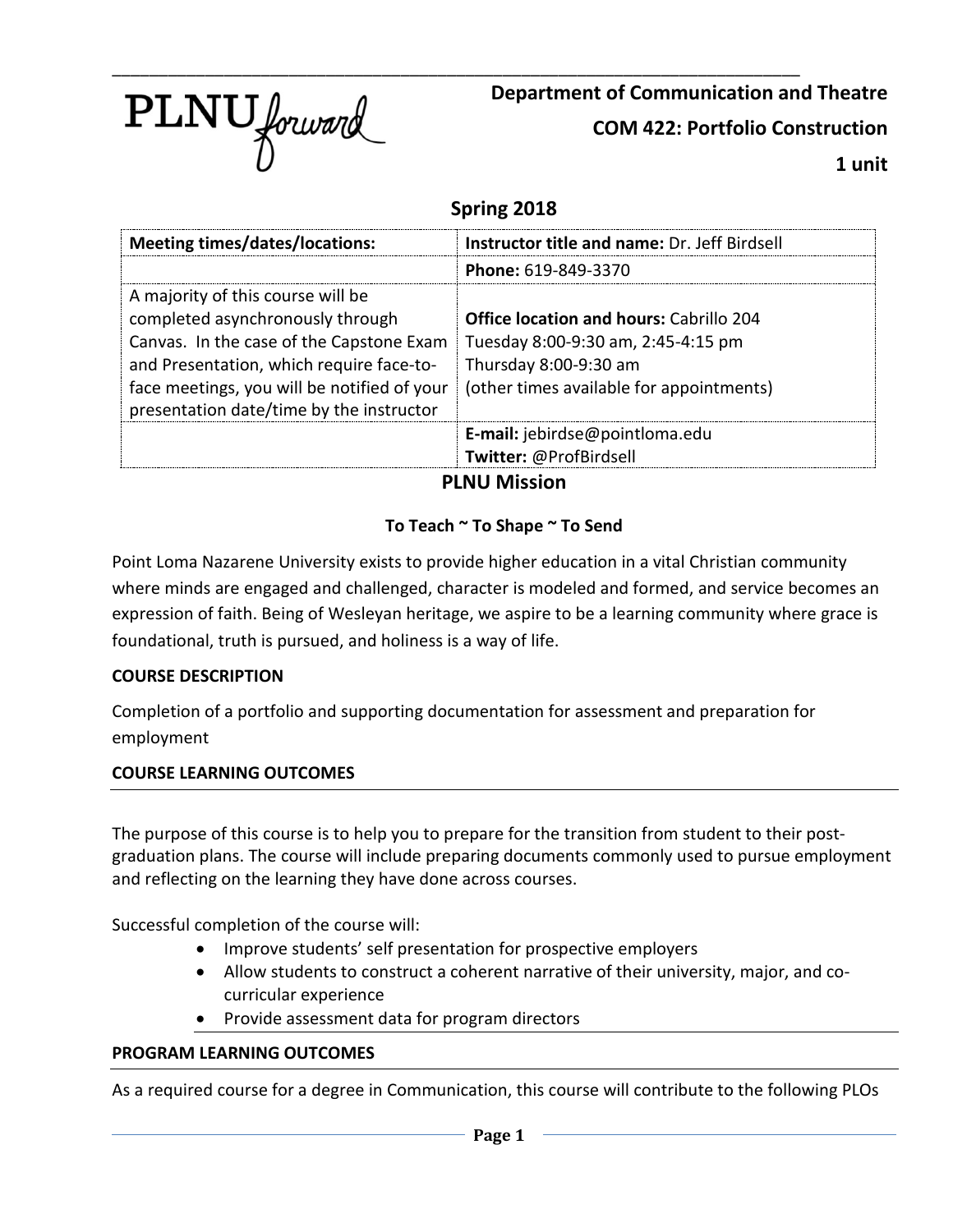PLNU forward

**Department of Communication and Theatre**

**COM 422: Portfolio Construction**

**1 unit**

## Spring 2018

| Meeting times/dates/locations: | Instructor title and name: Dr. Jeff Birdsell |
|---|---|
| | **Phone:** 619-849-3370 |
| A majority of this course will be completed asynchronously through Canvas. In the case of the Capstone Exam and Presentation, which require face-to-face meetings, you will be notified of your presentation date/time by the instructor | **Office location and hours:** Cabrillo 204<br>Tuesday 8:00-9:30 am, 2:45-4:15 pm<br>Thursday 8:00-9:30 am<br>(other times available for appointments) |
| | **E-mail:** jebirdse@pointloma.edu<br>**Twitter:** @ProfBirdsell |

## PLNU Mission

**To Teach ~ To Shape ~ To Send**

Point Loma Nazarene University exists to provide higher education in a vital Christian community where minds are engaged and challenged, character is modeled and formed, and service becomes an expression of faith. Being of Wesleyan heritage, we aspire to be a learning community where grace is foundational, truth is pursued, and holiness is a way of life.

### COURSE DESCRIPTION

Completion of a portfolio and supporting documentation for assessment and preparation for employment

### COURSE LEARNING OUTCOMES

The purpose of this course is to help you to prepare for the transition from student to their post-graduation plans. The course will include preparing documents commonly used to pursue employment and reflecting on the learning they have done across courses.

Successful completion of the course will:

- Improve students' self presentation for prospective employers
- Allow students to construct a coherent narrative of their university, major, and co-curricular experience
- Provide assessment data for program directors

### PROGRAM LEARNING OUTCOMES

As a required course for a degree in Communication, this course will contribute to the following PLOs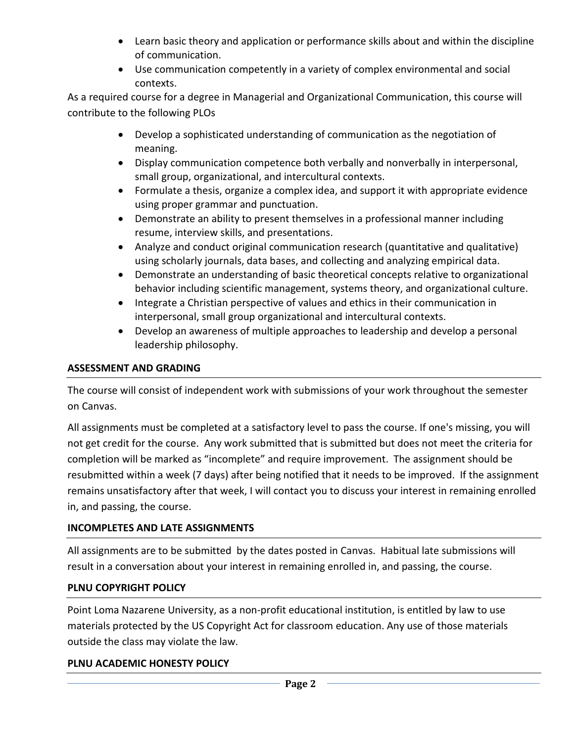- Learn basic theory and application or performance skills about and within the discipline of communication.
- Use communication competently in a variety of complex environmental and social contexts.

As a required course for a degree in Managerial and Organizational Communication, this course will contribute to the following PLOs

- Develop a sophisticated understanding of communication as the negotiation of meaning.
- Display communication competence both verbally and nonverbally in interpersonal, small group, organizational, and intercultural contexts.
- Formulate a thesis, organize a complex idea, and support it with appropriate evidence using proper grammar and punctuation.
- Demonstrate an ability to present themselves in a professional manner including resume, interview skills, and presentations.
- Analyze and conduct original communication research (quantitative and qualitative) using scholarly journals, data bases, and collecting and analyzing empirical data.
- Demonstrate an understanding of basic theoretical concepts relative to organizational behavior including scientific management, systems theory, and organizational culture.
- Integrate a Christian perspective of values and ethics in their communication in interpersonal, small group organizational and intercultural contexts.
- Develop an awareness of multiple approaches to leadership and develop a personal leadership philosophy.

## ASSESSMENT AND GRADING

The course will consist of independent work with submissions of your work throughout the semester on Canvas.

All assignments must be completed at a satisfactory level to pass the course. If one's missing, you will not get credit for the course. Any work submitted that is submitted but does not meet the criteria for completion will be marked as "incomplete" and require improvement. The assignment should be resubmitted within a week (7 days) after being notified that it needs to be improved. If the assignment remains unsatisfactory after that week, I will contact you to discuss your interest in remaining enrolled in, and passing, the course.

## INCOMPLETES AND LATE ASSIGNMENTS

All assignments are to be submitted by the dates posted in Canvas. Habitual late submissions will result in a conversation about your interest in remaining enrolled in, and passing, the course.

## PLNU COPYRIGHT POLICY

Point Loma Nazarene University, as a non-profit educational institution, is entitled by law to use materials protected by the US Copyright Act for classroom education. Any use of those materials outside the class may violate the law.

## PLNU ACADEMIC HONESTY POLICY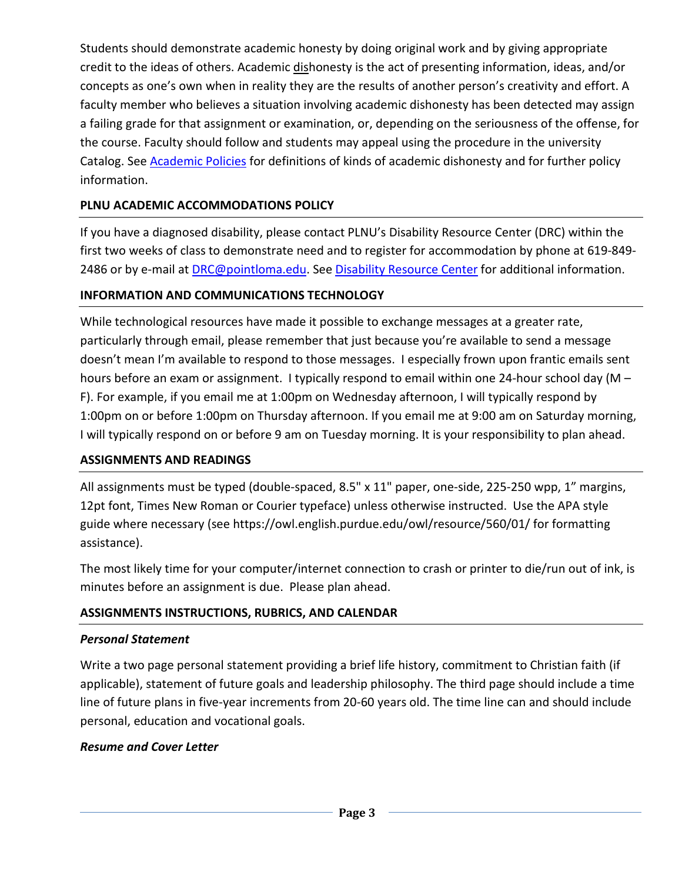Students should demonstrate academic honesty by doing original work and by giving appropriate credit to the ideas of others. Academic dishonesty is the act of presenting information, ideas, and/or concepts as one's own when in reality they are the results of another person's creativity and effort. A faculty member who believes a situation involving academic dishonesty has been detected may assign a failing grade for that assignment or examination, or, depending on the seriousness of the offense, for the course. Faculty should follow and students may appeal using the procedure in the university Catalog. See Academic Policies for definitions of kinds of academic dishonesty and for further policy information.

## PLNU ACADEMIC ACCOMMODATIONS POLICY

If you have a diagnosed disability, please contact PLNU's Disability Resource Center (DRC) within the first two weeks of class to demonstrate need and to register for accommodation by phone at 619-849-2486 or by e-mail at DRC@pointloma.edu. See Disability Resource Center for additional information.

## INFORMATION AND COMMUNICATIONS TECHNOLOGY

While technological resources have made it possible to exchange messages at a greater rate, particularly through email, please remember that just because you're available to send a message doesn't mean I'm available to respond to those messages. I especially frown upon frantic emails sent hours before an exam or assignment. I typically respond to email within one 24-hour school day (M – F). For example, if you email me at 1:00pm on Wednesday afternoon, I will typically respond by 1:00pm on or before 1:00pm on Thursday afternoon. If you email me at 9:00 am on Saturday morning, I will typically respond on or before 9 am on Tuesday morning. It is your responsibility to plan ahead.

## ASSIGNMENTS AND READINGS

All assignments must be typed (double-spaced, 8.5" x 11" paper, one-side, 225-250 wpp, 1" margins, 12pt font, Times New Roman or Courier typeface) unless otherwise instructed. Use the APA style guide where necessary (see https://owl.english.purdue.edu/owl/resource/560/01/ for formatting assistance).

The most likely time for your computer/internet connection to crash or printer to die/run out of ink, is minutes before an assignment is due. Please plan ahead.

## ASSIGNMENTS INSTRUCTIONS, RUBRICS, AND CALENDAR

### *Personal Statement*

Write a two page personal statement providing a brief life history, commitment to Christian faith (if applicable), statement of future goals and leadership philosophy. The third page should include a time line of future plans in five-year increments from 20-60 years old. The time line can and should include personal, education and vocational goals.

### *Resume and Cover Letter*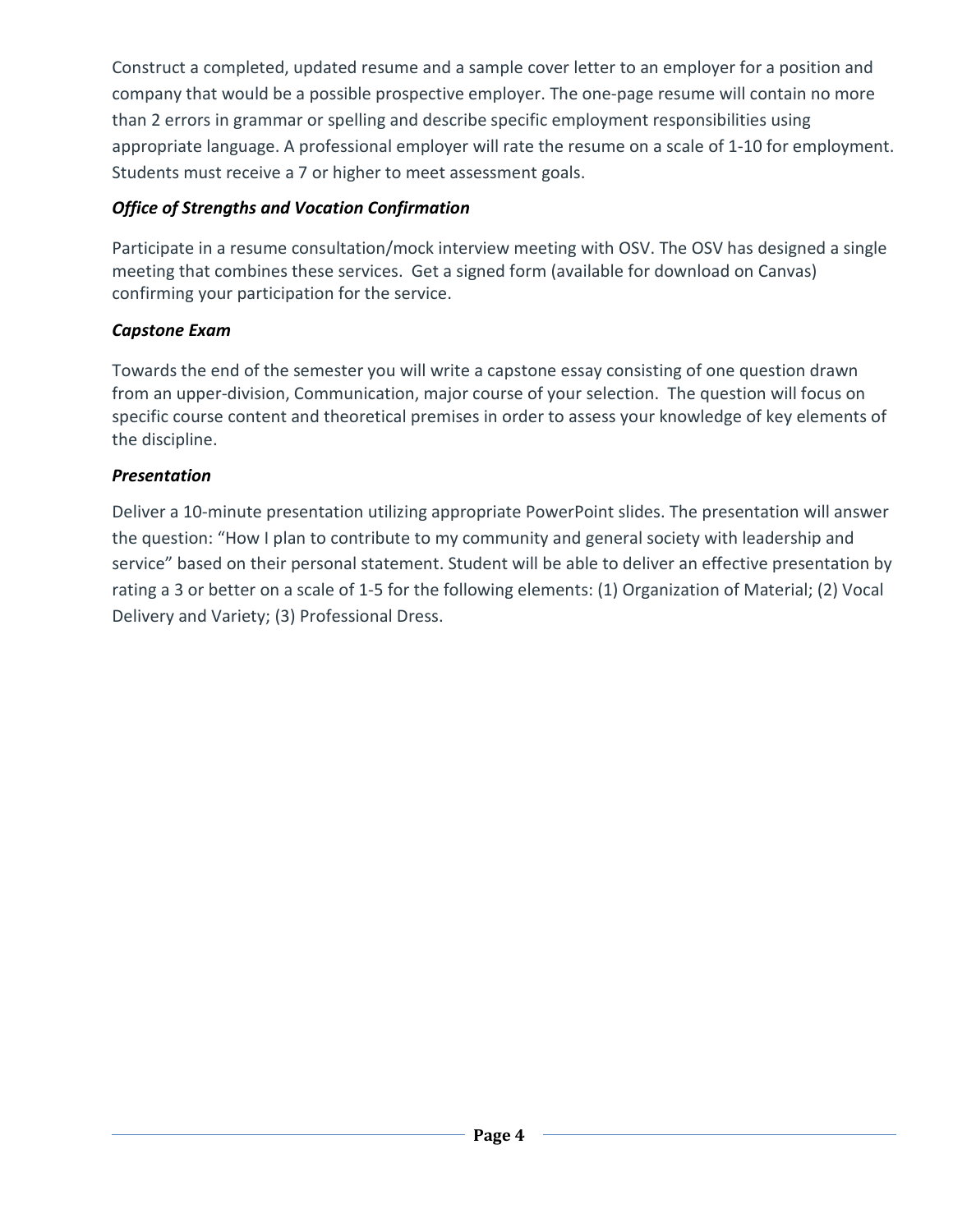Construct a completed, updated resume and a sample cover letter to an employer for a position and company that would be a possible prospective employer. The one-page resume will contain no more than 2 errors in grammar or spelling and describe specific employment responsibilities using appropriate language. A professional employer will rate the resume on a scale of 1-10 for employment. Students must receive a 7 or higher to meet assessment goals.

***Office of Strengths and Vocation Confirmation***

Participate in a resume consultation/mock interview meeting with OSV. The OSV has designed a single meeting that combines these services. Get a signed form (available for download on Canvas) confirming your participation for the service.

***Capstone Exam***

Towards the end of the semester you will write a capstone essay consisting of one question drawn from an upper-division, Communication, major course of your selection. The question will focus on specific course content and theoretical premises in order to assess your knowledge of key elements of the discipline.

***Presentation***

Deliver a 10-minute presentation utilizing appropriate PowerPoint slides. The presentation will answer the question: "How I plan to contribute to my community and general society with leadership and service" based on their personal statement. Student will be able to deliver an effective presentation by rating a 3 or better on a scale of 1-5 for the following elements: (1) Organization of Material; (2) Vocal Delivery and Variety; (3) Professional Dress.